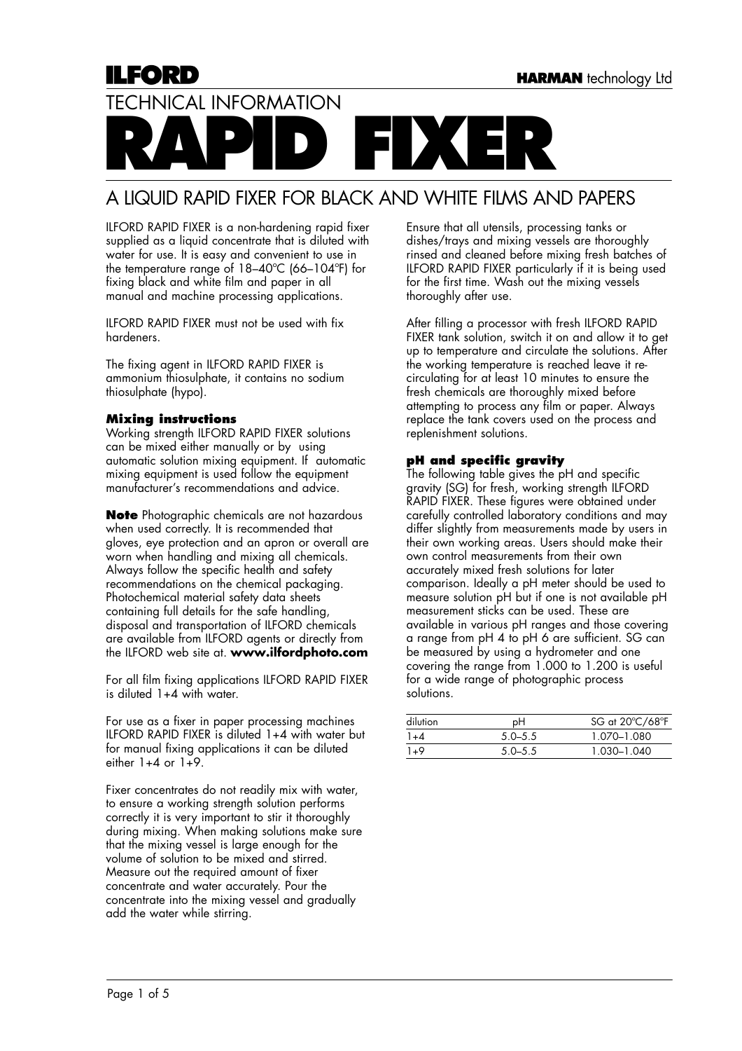**ILFORD** 

**HARMAN** technology Ltd

TECHNICAL INFORMATION

# RAPID FIXER

## A LIQUID RAPID FIXER FOR BLACK AND WHITE FILMS AND PAPERS

ILFORD RAPID FIXER is a non-hardening rapid fixer supplied as a liquid concentrate that is diluted with water for use. It is easy and convenient to use in the temperature range of 18–40°C (66–104°F) for fixing black and white film and paper in all manual and machine processing applications.

ILFORD RAPID FIXER must not be used with fix hardeners.

The fixing agent in ILFORD RAPID FIXER is ammonium thiosulphate, it contains no sodium thiosulphate (hypo).

### Mixing instructions

Working strength ILFORD RAPID FIXER solutions can be mixed either manually or by using automatic solution mixing equipment. If automatic mixing equipment is used follow the equipment manufacturer's recommendations and advice.

**Note** Photographic chemicals are not hazardous when used correctly. It is recommended that gloves, eye protection and an apron or overall are worn when handling and mixing all chemicals. Always follow the specific health and safety recommendations on the chemical packaging. Photochemical material safety data sheets containing full details for the safe handling, disposal and transportation of ILFORD chemicals are available from ILFORD agents or directly from the ILFORD web site at. **www.ilfordphoto.com**

For all film fixing applications ILFORD RAPID FIXER is diluted 1+4 with water.

For use as a fixer in paper processing machines ILFORD RAPID FIXER is diluted 1+4 with water but for manual fixing applications it can be diluted either 1+4 or 1+9.

Fixer concentrates do not readily mix with water, to ensure a working strength solution performs correctly it is very important to stir it thoroughly during mixing. When making solutions make sure that the mixing vessel is large enough for the volume of solution to be mixed and stirred. Measure out the required amount of fixer concentrate and water accurately. Pour the concentrate into the mixing vessel and gradually add the water while stirring.

Ensure that all utensils, processing tanks or dishes/trays and mixing vessels are thoroughly rinsed and cleaned before mixing fresh batches of ILFORD RAPID FIXER particularly if it is being used for the first time. Wash out the mixing vessels thoroughly after use.

After filling a processor with fresh ILFORD RAPID FIXER tank solution, switch it on and allow it to get up to temperature and circulate the solutions. After the working temperature is reached leave it re-circulating for at least 10 minutes to ensure the fresh chemicals are thoroughly mixed before attempting to process any film or paper. Always replace the tank covers used on the process and replenishment solutions.

### pH and specific gravity

The following table gives the pH and specific gravity (SG) for fresh, working strength ILFORD RAPID FIXER. These figures were obtained under carefully controlled laboratory conditions and may differ slightly from measurements made by users in their own working areas. Users should make their own control measurements from their own accurately mixed fresh solutions for later comparison. Ideally a pH meter should be used to measure solution pH but if one is not available pH measurement sticks can be used. These are available in various pH ranges and those covering a range from pH 4 to pH 6 are sufficient. SG can be measured by using a hydrometer and one covering the range from 1.000 to 1.200 is useful for a wide range of photographic process solutions.

| dilution | pH | SG at 20°C/68°F |
|---|---|---|
| 1+4 | 5.0–5.5 | 1.070–1.080 |
| 1+9 | 5.0–5.5 | 1.030–1.040 |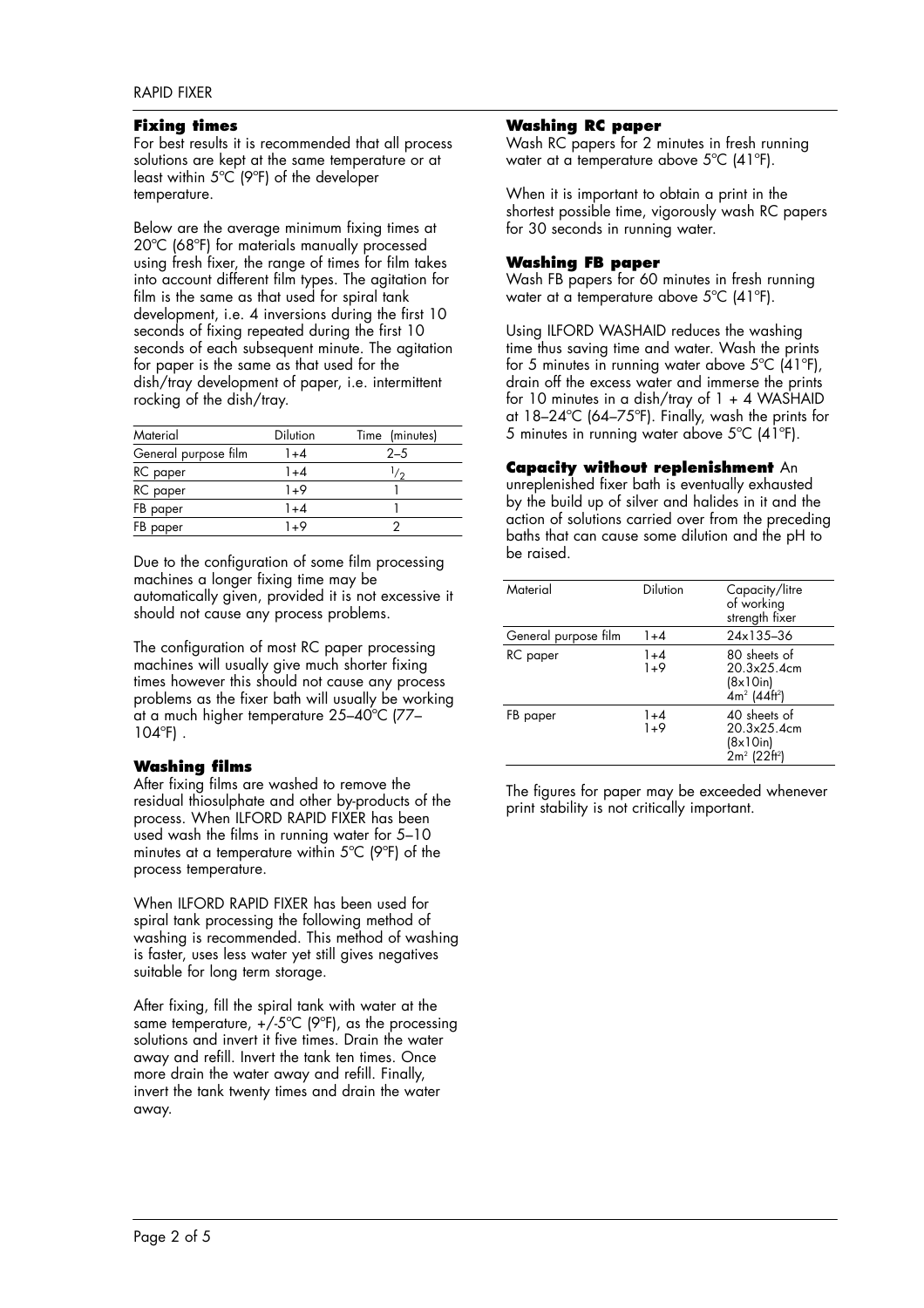### Fixing times

For best results it is recommended that all process solutions are kept at the same temperature or at least within 5°C (9°F) of the developer temperature.

Below are the average minimum fixing times at 20°C (68°F) for materials manually processed using fresh fixer, the range of times for film takes into account different film types. The agitation for film is the same as that used for spiral tank development, i.e. 4 inversions during the first 10 seconds of fixing repeated during the first 10 seconds of each subsequent minute. The agitation for paper is the same as that used for the dish/tray development of paper, i.e. intermittent rocking of the dish/tray.

| Material | Dilution | Time (minutes) |
|---|---|---|
| General purpose film | 1+4 | 2–5 |
| RC paper | 1+4 | 1/2 |
| RC paper | 1+9 | 1 |
| FB paper | 1+4 | 1 |
| FB paper | 1+9 | 2 |

Due to the configuration of some film processing machines a longer fixing time may be automatically given, provided it is not excessive it should not cause any process problems.

The configuration of most RC paper processing machines will usually give much shorter fixing times however this should not cause any process problems as the fixer bath will usually be working at a much higher temperature 25–40°C (77–104°F) .

### Washing films

After fixing films are washed to remove the residual thiosulphate and other by-products of the process. When ILFORD RAPID FIXER has been used wash the films in running water for 5–10 minutes at a temperature within 5°C (9°F) of the process temperature.

When ILFORD RAPID FIXER has been used for spiral tank processing the following method of washing is recommended. This method of washing is faster, uses less water yet still gives negatives suitable for long term storage.

After fixing, fill the spiral tank with water at the same temperature, +/-5°C (9°F), as the processing solutions and invert it five times. Drain the water away and refill. Invert the tank ten times. Once more drain the water away and refill. Finally, invert the tank twenty times and drain the water away.

### Washing RC paper

Wash RC papers for 2 minutes in fresh running water at a temperature above 5°C (41°F).

When it is important to obtain a print in the shortest possible time, vigorously wash RC papers for 30 seconds in running water.

### Washing FB paper

Wash FB papers for 60 minutes in fresh running water at a temperature above 5°C (41°F).

Using ILFORD WASHAID reduces the washing time thus saving time and water. Wash the prints for 5 minutes in running water above 5°C (41°F), drain off the excess water and immerse the prints for 10 minutes in a dish/tray of 1 + 4 WASHAID at 18–24°C (64–75°F). Finally, wash the prints for 5 minutes in running water above 5°C (41°F).

### Capacity without replenishment

An unreplenished fixer bath is eventually exhausted by the build up of silver and halides in it and the action of solutions carried over from the preceding baths that can cause some dilution and the pH to be raised.

| Material | Dilution | Capacity/litre of working strength fixer |
|---|---|---|
| General purpose film | 1+4 | 24x135–36 |
| RC paper | 1+4<br>1+9 | 80 sheets of 20.3x25.4cm (8x10in)<br>$4m^2$ ($44ft^2$) |
| FB paper | 1+4<br>1+9 | 40 sheets of 20.3x25.4cm (8x10in)<br>$2m^2$ ($22ft^2$) |

The figures for paper may be exceeded whenever print stability is not critically important.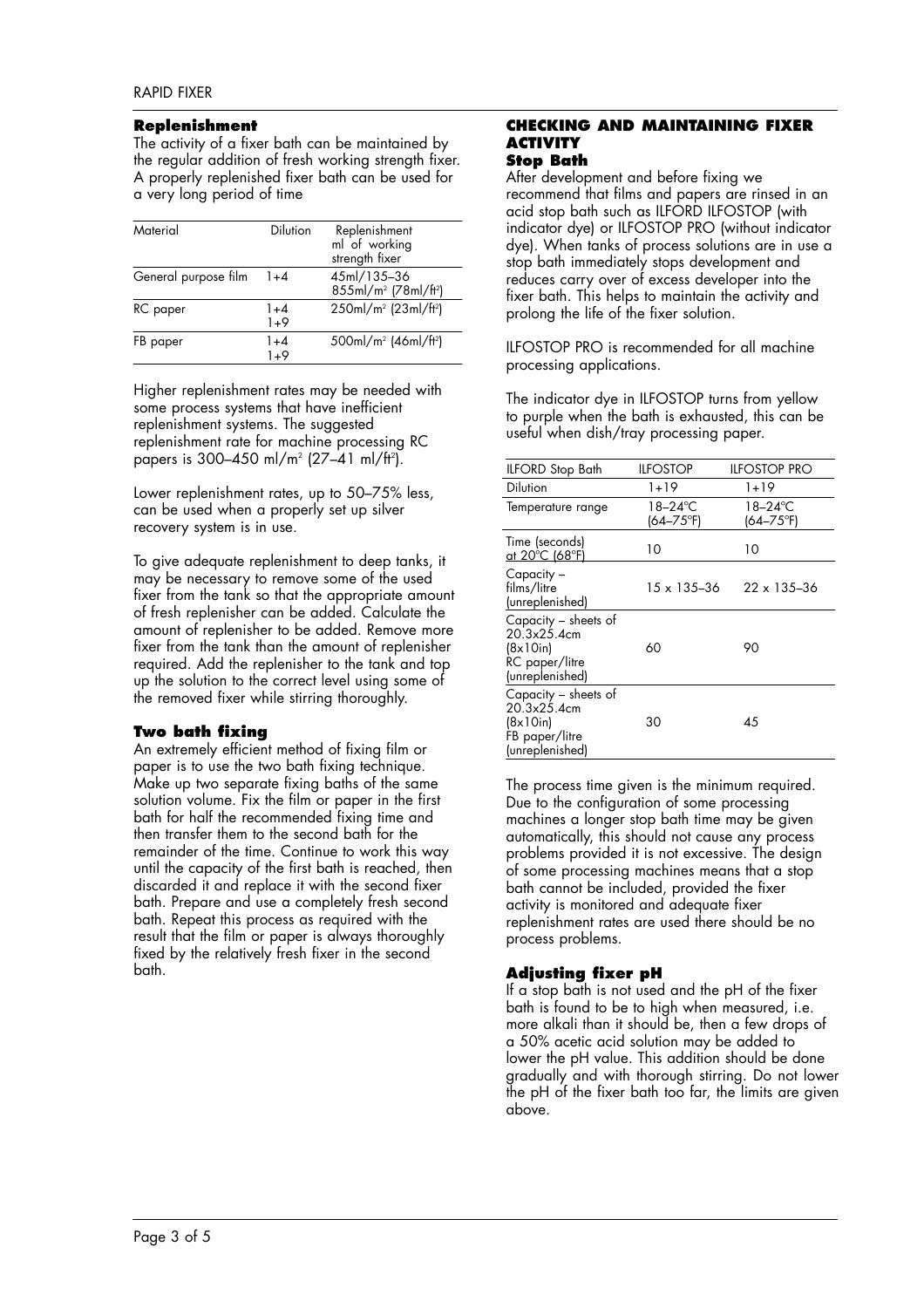### Replenishment

The activity of a fixer bath can be maintained by the regular addition of fresh working strength fixer. A properly replenished fixer bath can be used for a very long period of time

| Material | Dilution | Replenishment ml of working strength fixer |
|---|---|---|
| General purpose film | 1+4 | 45ml/135–36<br>855ml/m$^2$ (78ml/ft$^2$) |
| RC paper | 1+4<br>1+9 | 250ml/m$^2$ (23ml/ft$^2$) |
| FB paper | 1+4<br>1+9 | 500ml/m$^2$ (46ml/ft$^2$) |

Higher replenishment rates may be needed with some process systems that have inefficient replenishment systems. The suggested replenishment rate for machine processing RC papers is 300–450 ml/m$^2$ (27–41 ml/ft$^2$).

Lower replenishment rates, up to 50–75% less, can be used when a properly set up silver recovery system is in use.

To give adequate replenishment to deep tanks, it may be necessary to remove some of the used fixer from the tank so that the appropriate amount of fresh replenisher can be added. Calculate the amount of replenisher to be added. Remove more fixer from the tank than the amount of replenisher required. Add the replenisher to the tank and top up the solution to the correct level using some of the removed fixer while stirring thoroughly.

### Two bath fixing

An extremely efficient method of fixing film or paper is to use the two bath fixing technique. Make up two separate fixing baths of the same solution volume. Fix the film or paper in the first bath for half the recommended fixing time and then transfer them to the second bath for the remainder of the time. Continue to work this way until the capacity of the first bath is reached, then discarded it and replace it with the second fixer bath. Prepare and use a completely fresh second bath. Repeat this process as required with the result that the film or paper is always thoroughly fixed by the relatively fresh fixer in the second bath.

## CHECKING AND MAINTAINING FIXER ACTIVITY

### Stop Bath

After development and before fixing we recommend that films and papers are rinsed in an acid stop bath such as ILFORD ILFOSTOP (with indicator dye) or ILFOSTOP PRO (without indicator dye). When tanks of process solutions are in use a stop bath immediately stops development and reduces carry over of excess developer into the fixer bath. This helps to maintain the activity and prolong the life of the fixer solution.

ILFOSTOP PRO is recommended for all machine processing applications.

The indicator dye in ILFOSTOP turns from yellow to purple when the bath is exhausted, this can be useful when dish/tray processing paper.

| ILFORD Stop Bath | ILFOSTOP | ILFOSTOP PRO |
|---|---|---|
| Dilution | 1+19 | 1+19 |
| Temperature range | 18–24°C (64–75°F) | 18–24°C (64–75°F) |
| Time (seconds) at 20°C (68°F) | 10 | 10 |
| Capacity – films/litre (unreplenished) | 15 x 135–36 | 22 x 135–36 |
| Capacity – sheets of 20.3x25.4cm (8x10in) RC paper/litre (unreplenished) | 60 | 90 |
| Capacity – sheets of 20.3x25.4cm (8x10in) FB paper/litre (unreplenished) | 30 | 45 |

The process time given is the minimum required. Due to the configuration of some processing machines a longer stop bath time may be given automatically, this should not cause any process problems provided it is not excessive. The design of some processing machines means that a stop bath cannot be included, provided the fixer activity is monitored and adequate fixer replenishment rates are used there should be no process problems.

### Adjusting fixer pH

If a stop bath is not used and the pH of the fixer bath is found to be to high when measured, i.e. more alkali than it should be, then a few drops of a 50% acetic acid solution may be added to lower the pH value. This addition should be done gradually and with thorough stirring. Do not lower the pH of the fixer bath too far, the limits are given above.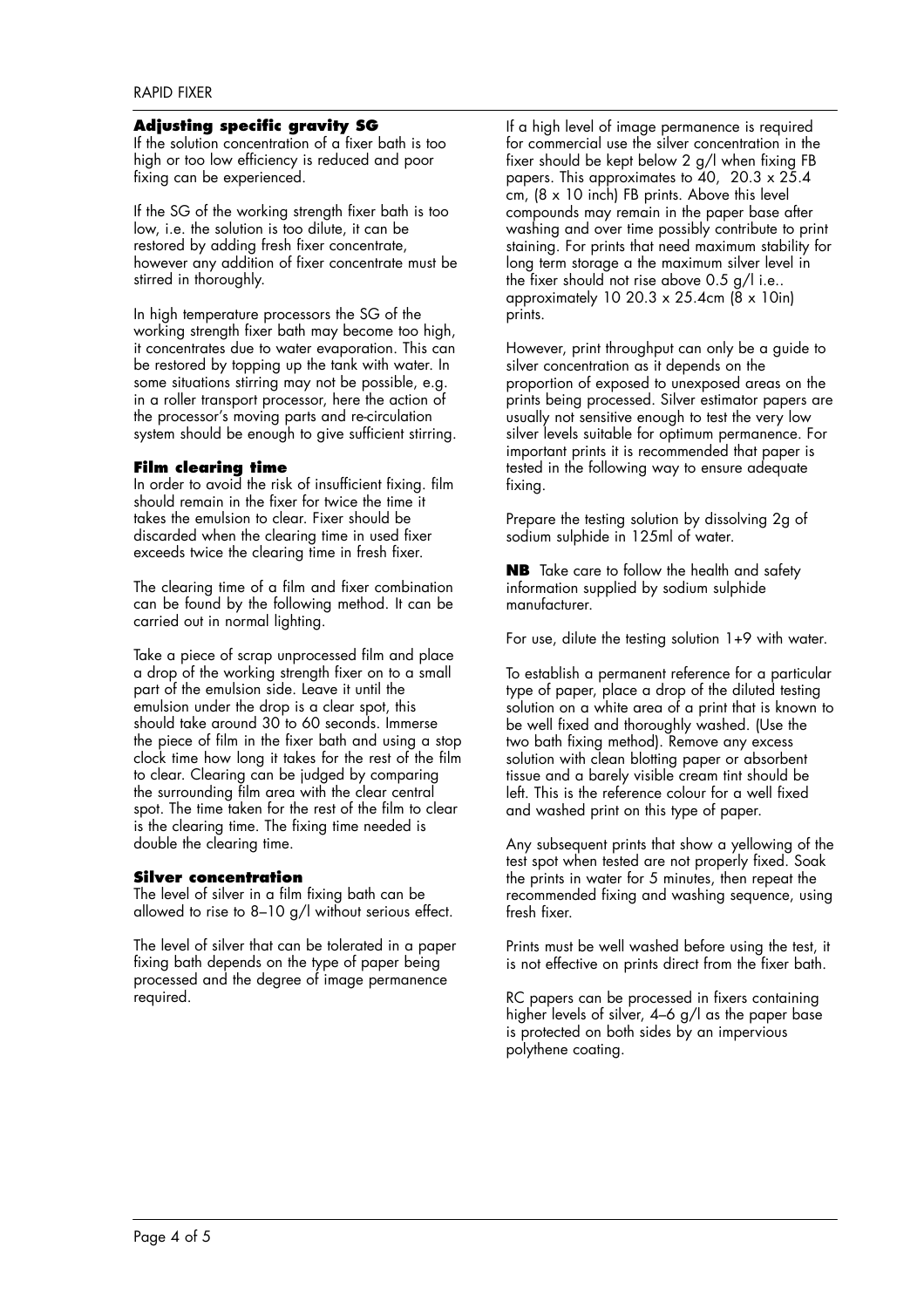### Adjusting specific gravity SG

If the solution concentration of a fixer bath is too high or too low efficiency is reduced and poor fixing can be experienced.

If the SG of the working strength fixer bath is too low, i.e. the solution is too dilute, it can be restored by adding fresh fixer concentrate, however any addition of fixer concentrate must be stirred in thoroughly.

In high temperature processors the SG of the working strength fixer bath may become too high, it concentrates due to water evaporation. This can be restored by topping up the tank with water. In some situations stirring may not be possible, e.g. in a roller transport processor, here the action of the processor's moving parts and re-circulation system should be enough to give sufficient stirring.

### Film clearing time

In order to avoid the risk of insufficient fixing. film should remain in the fixer for twice the time it takes the emulsion to clear. Fixer should be discarded when the clearing time in used fixer exceeds twice the clearing time in fresh fixer.

The clearing time of a film and fixer combination can be found by the following method. It can be carried out in normal lighting.

Take a piece of scrap unprocessed film and place a drop of the working strength fixer on to a small part of the emulsion side. Leave it until the emulsion under the drop is a clear spot, this should take around 30 to 60 seconds. Immerse the piece of film in the fixer bath and using a stop clock time how long it takes for the rest of the film to clear. Clearing can be judged by comparing the surrounding film area with the clear central spot. The time taken for the rest of the film to clear is the clearing time. The fixing time needed is double the clearing time.

### Silver concentration

The level of silver in a film fixing bath can be allowed to rise to 8–10 g/l without serious effect.

The level of silver that can be tolerated in a paper fixing bath depends on the type of paper being processed and the degree of image permanence required.

If a high level of image permanence is required for commercial use the silver concentration in the fixer should be kept below 2 g/l when fixing FB papers. This approximates to 40, 20.3 x 25.4 cm, (8 x 10 inch) FB prints. Above this level compounds may remain in the paper base after washing and over time possibly contribute to print staining. For prints that need maximum stability for long term storage a the maximum silver level in the fixer should not rise above 0.5 g/l i.e.. approximately 10 20.3 x 25.4cm (8 x 10in) prints.

However, print throughput can only be a guide to silver concentration as it depends on the proportion of exposed to unexposed areas on the prints being processed. Silver estimator papers are usually not sensitive enough to test the very low silver levels suitable for optimum permanence. For important prints it is recommended that paper is tested in the following way to ensure adequate fixing.

Prepare the testing solution by dissolving 2g of sodium sulphide in 125ml of water.

**NB** Take care to follow the health and safety information supplied by sodium sulphide manufacturer.

For use, dilute the testing solution 1+9 with water.

To establish a permanent reference for a particular type of paper, place a drop of the diluted testing solution on a white area of a print that is known to be well fixed and thoroughly washed. (Use the two bath fixing method). Remove any excess solution with clean blotting paper or absorbent tissue and a barely visible cream tint should be left. This is the reference colour for a well fixed and washed print on this type of paper.

Any subsequent prints that show a yellowing of the test spot when tested are not properly fixed. Soak the prints in water for 5 minutes, then repeat the recommended fixing and washing sequence, using fresh fixer.

Prints must be well washed before using the test, it is not effective on prints direct from the fixer bath.

RC papers can be processed in fixers containing higher levels of silver, 4–6 g/l as the paper base is protected on both sides by an impervious polythene coating.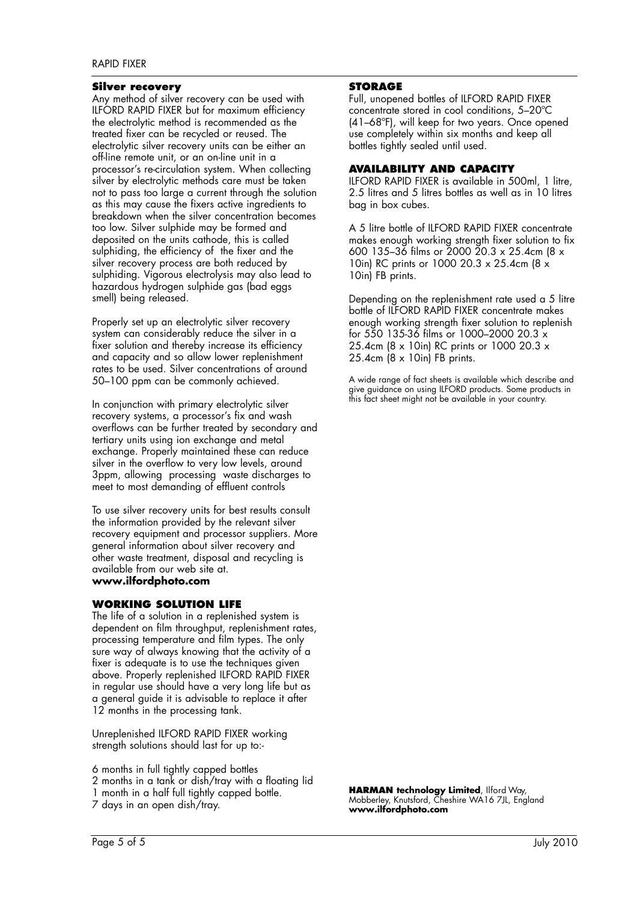### Silver recovery

Any method of silver recovery can be used with ILFORD RAPID FIXER but for maximum efficiency the electrolytic method is recommended as the treated fixer can be recycled or reused. The electrolytic silver recovery units can be either an off-line remote unit, or an on-line unit in a processor's re-circulation system. When collecting silver by electrolytic methods care must be taken not to pass too large a current through the solution as this may cause the fixers active ingredients to breakdown when the silver concentration becomes too low. Silver sulphide may be formed and deposited on the units cathode, this is called sulphiding, the efficiency of the fixer and the silver recovery process are both reduced by sulphiding. Vigorous electrolysis may also lead to hazardous hydrogen sulphide gas (bad eggs smell) being released.

Properly set up an electrolytic silver recovery system can considerably reduce the silver in a fixer solution and thereby increase its efficiency and capacity and so allow lower replenishment rates to be used. Silver concentrations of around 50–100 ppm can be commonly achieved.

In conjunction with primary electrolytic silver recovery systems, a processor's fix and wash overflows can be further treated by secondary and tertiary units using ion exchange and metal exchange. Properly maintained these can reduce silver in the overflow to very low levels, around 3ppm, allowing processing waste discharges to meet to most demanding of effluent controls

To use silver recovery units for best results consult the information provided by the relevant silver recovery equipment and processor suppliers. More general information about silver recovery and other waste treatment, disposal and recycling is available from our web site at.
**www.ilfordphoto.com**

### WORKING SOLUTION LIFE

The life of a solution in a replenished system is dependent on film throughput, replenishment rates, processing temperature and film types. The only sure way of always knowing that the activity of a fixer is adequate is to use the techniques given above. Properly replenished ILFORD RAPID FIXER in regular use should have a very long life but as a general guide it is advisable to replace it after 12 months in the processing tank.

Unreplenished ILFORD RAPID FIXER working strength solutions should last for up to:-

6 months in full tightly capped bottles
2 months in a tank or dish/tray with a floating lid
1 month in a half full tightly capped bottle.
7 days in an open dish/tray.

### STORAGE

Full, unopened bottles of ILFORD RAPID FIXER concentrate stored in cool conditions, 5–20ºC (41–68ºF), will keep for two years. Once opened use completely within six months and keep all bottles tightly sealed until used.

### AVAILABILITY AND CAPACITY

ILFORD RAPID FIXER is available in 500ml, 1 litre, 2.5 litres and 5 litres bottles as well as in 10 litres bag in box cubes.

A 5 litre bottle of ILFORD RAPID FIXER concentrate makes enough working strength fixer solution to fix 600 135–36 films or 2000 20.3 x 25.4cm (8 x 10in) RC prints or 1000 20.3 x 25.4cm (8 x 10in) FB prints.

Depending on the replenishment rate used a 5 litre bottle of ILFORD RAPID FIXER concentrate makes enough working strength fixer solution to replenish for 550 135-36 films or 1000–2000 20.3 x 25.4cm (8 x 10in) RC prints or 1000 20.3 x 25.4cm (8 x 10in) FB prints.

A wide range of fact sheets is available which describe and give guidance on using ILFORD products. Some products in this fact sheet might not be available in your country.

**HARMAN technology Limited**, Ilford Way, Mobberley, Knutsford, Cheshire WA16 7JL, England
**www.ilfordphoto.com**